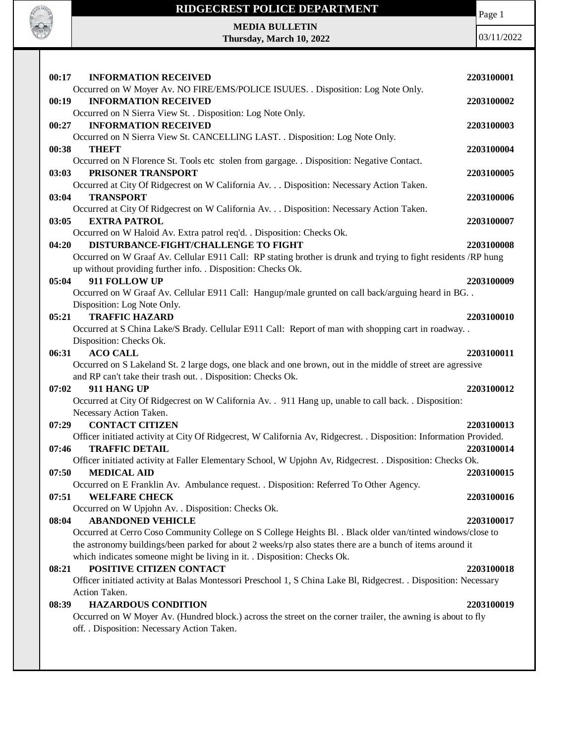# RIDGECREST POLICE DEPARTMENT

**MEDIA BULLETIN**
**Thursday, March 10, 2022**

03/11/2022

**00:17 INFORMATION RECEIVED** 2203100001
Occurred on W Moyer Av. NO FIRE/EMS/POLICE ISUUES. . Disposition: Log Note Only.

**00:19 INFORMATION RECEIVED** 2203100002
Occurred on N Sierra View St. . Disposition: Log Note Only.

**00:27 INFORMATION RECEIVED** 2203100003
Occurred on N Sierra View St. CANCELLING LAST. . Disposition: Log Note Only.

**00:38 THEFT** 2203100004
Occurred on N Florence St. Tools etc stolen from gargage. . Disposition: Negative Contact.

**03:03 PRISONER TRANSPORT** 2203100005
Occurred at City Of Ridgecrest on W California Av. . . Disposition: Necessary Action Taken.

**03:04 TRANSPORT** 2203100006
Occurred at City Of Ridgecrest on W California Av. . . Disposition: Necessary Action Taken.

**03:05 EXTRA PATROL** 2203100007
Occurred on W Haloid Av. Extra patrol req'd. . Disposition: Checks Ok.

**04:20 DISTURBANCE-FIGHT/CHALLENGE TO FIGHT** 2203100008
Occurred on W Graaf Av. Cellular E911 Call: RP stating brother is drunk and trying to fight residents /RP hung up without providing further info. . Disposition: Checks Ok.

**05:04 911 FOLLOW UP** 2203100009
Occurred on W Graaf Av. Cellular E911 Call: Hangup/male grunted on call back/arguing heard in BG. . Disposition: Log Note Only.

**05:21 TRAFFIC HAZARD** 2203100010
Occurred at S China Lake/S Brady. Cellular E911 Call: Report of man with shopping cart in roadway. . Disposition: Checks Ok.

**06:31 ACO CALL** 2203100011
Occurred on S Lakeland St. 2 large dogs, one black and one brown, out in the middle of street are agressive and RP can't take their trash out. . Disposition: Checks Ok.

**07:02 911 HANG UP** 2203100012
Occurred at City Of Ridgecrest on W California Av. . 911 Hang up, unable to call back. . Disposition: Necessary Action Taken.

**07:29 CONTACT CITIZEN** 2203100013
Officer initiated activity at City Of Ridgecrest, W California Av, Ridgecrest. . Disposition: Information Provided.

**07:46 TRAFFIC DETAIL** 2203100014
Officer initiated activity at Faller Elementary School, W Upjohn Av, Ridgecrest. . Disposition: Checks Ok.

**07:50 MEDICAL AID** 2203100015
Occurred on E Franklin Av. Ambulance request. . Disposition: Referred To Other Agency.

**07:51 WELFARE CHECK** 2203100016
Occurred on W Upjohn Av. . Disposition: Checks Ok.

**08:04 ABANDONED VEHICLE** 2203100017
Occurred at Cerro Coso Community College on S College Heights Bl. . Black older van/tinted windows/close to the astronomy buildings/been parked for about 2 weeks/rp also states there are a bunch of items around it which indicates someone might be living in it. . Disposition: Checks Ok.

**08:21 POSITIVE CITIZEN CONTACT** 2203100018
Officer initiated activity at Balas Montessori Preschool 1, S China Lake Bl, Ridgecrest. . Disposition: Necessary Action Taken.

**08:39 HAZARDOUS CONDITION** 2203100019
Occurred on W Moyer Av. (Hundred block.) across the street on the corner trailer, the awning is about to fly off. . Disposition: Necessary Action Taken.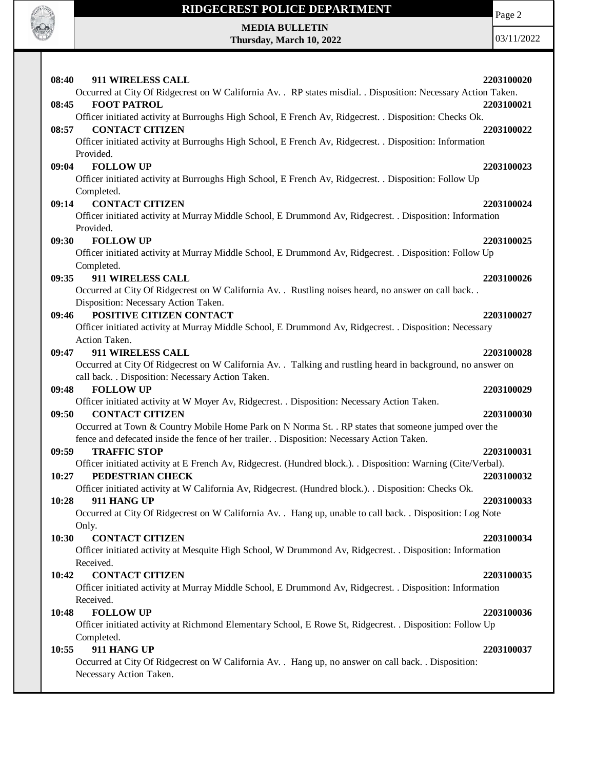**08:40 911 WIRELESS CALL** 2203100020

Occurred at City Of Ridgecrest on W California Av. . RP states misdial. . Disposition: Necessary Action Taken.

**08:45 FOOT PATROL** 2203100021

Officer initiated activity at Burroughs High School, E French Av, Ridgecrest. . Disposition: Checks Ok.

**08:57 CONTACT CITIZEN** 2203100022

Officer initiated activity at Burroughs High School, E French Av, Ridgecrest. . Disposition: Information Provided.

**09:04 FOLLOW UP** 2203100023

Officer initiated activity at Burroughs High School, E French Av, Ridgecrest. . Disposition: Follow Up Completed.

**09:14 CONTACT CITIZEN** 2203100024

Officer initiated activity at Murray Middle School, E Drummond Av, Ridgecrest. . Disposition: Information Provided.

**09:30 FOLLOW UP** 2203100025

Officer initiated activity at Murray Middle School, E Drummond Av, Ridgecrest. . Disposition: Follow Up Completed.

**09:35 911 WIRELESS CALL** 2203100026

Occurred at City Of Ridgecrest on W California Av. . Rustling noises heard, no answer on call back. . Disposition: Necessary Action Taken.

**09:46 POSITIVE CITIZEN CONTACT** 2203100027

Officer initiated activity at Murray Middle School, E Drummond Av, Ridgecrest. . Disposition: Necessary Action Taken.

**09:47 911 WIRELESS CALL** 2203100028

Occurred at City Of Ridgecrest on W California Av. . Talking and rustling heard in background, no answer on call back. . Disposition: Necessary Action Taken.

**09:48 FOLLOW UP** 2203100029

Officer initiated activity at W Moyer Av, Ridgecrest. . Disposition: Necessary Action Taken.

**09:50 CONTACT CITIZEN** 2203100030

Occurred at Town & Country Mobile Home Park on N Norma St. . RP states that someone jumped over the fence and defecated inside the fence of her trailer. . Disposition: Necessary Action Taken.

**09:59 TRAFFIC STOP** 2203100031

Officer initiated activity at E French Av, Ridgecrest. (Hundred block.). . Disposition: Warning (Cite/Verbal).

**10:27 PEDESTRIAN CHECK** 2203100032

Officer initiated activity at W California Av, Ridgecrest. (Hundred block.). . Disposition: Checks Ok.

**10:28 911 HANG UP** 2203100033

Occurred at City Of Ridgecrest on W California Av. . Hang up, unable to call back. . Disposition: Log Note Only.

**10:30 CONTACT CITIZEN** 2203100034

Officer initiated activity at Mesquite High School, W Drummond Av, Ridgecrest. . Disposition: Information Received.

**10:42 CONTACT CITIZEN** 2203100035

Officer initiated activity at Murray Middle School, E Drummond Av, Ridgecrest. . Disposition: Information Received.

**10:48 FOLLOW UP** 2203100036

Officer initiated activity at Richmond Elementary School, E Rowe St, Ridgecrest. . Disposition: Follow Up Completed.

**10:55 911 HANG UP** 2203100037

Occurred at City Of Ridgecrest on W California Av. . Hang up, no answer on call back. . Disposition: Necessary Action Taken.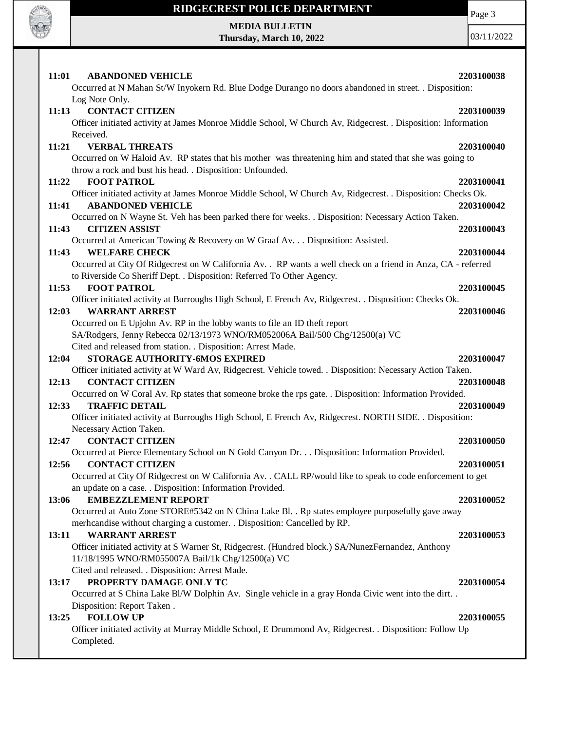**11:01 ABANDONED VEHICLE 2203100038**

Occurred at N Mahan St/W Inyokern Rd. Blue Dodge Durango no doors abandoned in street. . Disposition: Log Note Only.

**11:13 CONTACT CITIZEN 2203100039**

Officer initiated activity at James Monroe Middle School, W Church Av, Ridgecrest. . Disposition: Information Received.

**11:21 VERBAL THREATS 2203100040**

Occurred on W Haloid Av. RP states that his mother was threatening him and stated that she was going to throw a rock and bust his head. . Disposition: Unfounded.

**11:22 FOOT PATROL 2203100041**

Officer initiated activity at James Monroe Middle School, W Church Av, Ridgecrest. . Disposition: Checks Ok.

**11:41 ABANDONED VEHICLE 2203100042**

Occurred on N Wayne St. Veh has been parked there for weeks. . Disposition: Necessary Action Taken.

**11:43 CITIZEN ASSIST 2203100043**

Occurred at American Towing & Recovery on W Graaf Av. . . Disposition: Assisted.

**11:43 WELFARE CHECK 2203100044**

Occurred at City Of Ridgecrest on W California Av. . RP wants a well check on a friend in Anza, CA - referred to Riverside Co Sheriff Dept. . Disposition: Referred To Other Agency.

**11:53 FOOT PATROL 2203100045**

Officer initiated activity at Burroughs High School, E French Av, Ridgecrest. . Disposition: Checks Ok.

**12:03 WARRANT ARREST 2203100046**

Occurred on E Upjohn Av. RP in the lobby wants to file an ID theft report
SA/Rodgers, Jenny Rebecca 02/13/1973 WNO/RM052006A Bail/500 Chg/12500(a) VC
Cited and released from station. . Disposition: Arrest Made.

**12:04 STORAGE AUTHORITY-6MOS EXPIRED 2203100047**

Officer initiated activity at W Ward Av, Ridgecrest. Vehicle towed. . Disposition: Necessary Action Taken.

**12:13 CONTACT CITIZEN 2203100048**

Occurred on W Coral Av. Rp states that someone broke the rps gate. . Disposition: Information Provided.

**12:33 TRAFFIC DETAIL 2203100049**

Officer initiated activity at Burroughs High School, E French Av, Ridgecrest. NORTH SIDE. . Disposition: Necessary Action Taken.

**12:47 CONTACT CITIZEN 2203100050**

Occurred at Pierce Elementary School on N Gold Canyon Dr. . . Disposition: Information Provided.

**12:56 CONTACT CITIZEN 2203100051**

Occurred at City Of Ridgecrest on W California Av. . CALL RP/would like to speak to code enforcement to get an update on a case. . Disposition: Information Provided.

**13:06 EMBEZZLEMENT REPORT 2203100052**

Occurred at Auto Zone STORE#5342 on N China Lake Bl. . Rp states employee purposefully gave away merhcandise without charging a customer. . Disposition: Cancelled by RP.

**13:11 WARRANT ARREST 2203100053**

Officer initiated activity at S Warner St, Ridgecrest. (Hundred block.) SA/NunezFernandez, Anthony 11/18/1995 WNO/RM055007A Bail/1k Chg/12500(a) VC
Cited and released. . Disposition: Arrest Made.

**13:17 PROPERTY DAMAGE ONLY TC 2203100054**

Occurred at S China Lake Bl/W Dolphin Av. Single vehicle in a gray Honda Civic went into the dirt. . Disposition: Report Taken .

**13:25 FOLLOW UP 2203100055**

Officer initiated activity at Murray Middle School, E Drummond Av, Ridgecrest. . Disposition: Follow Up Completed.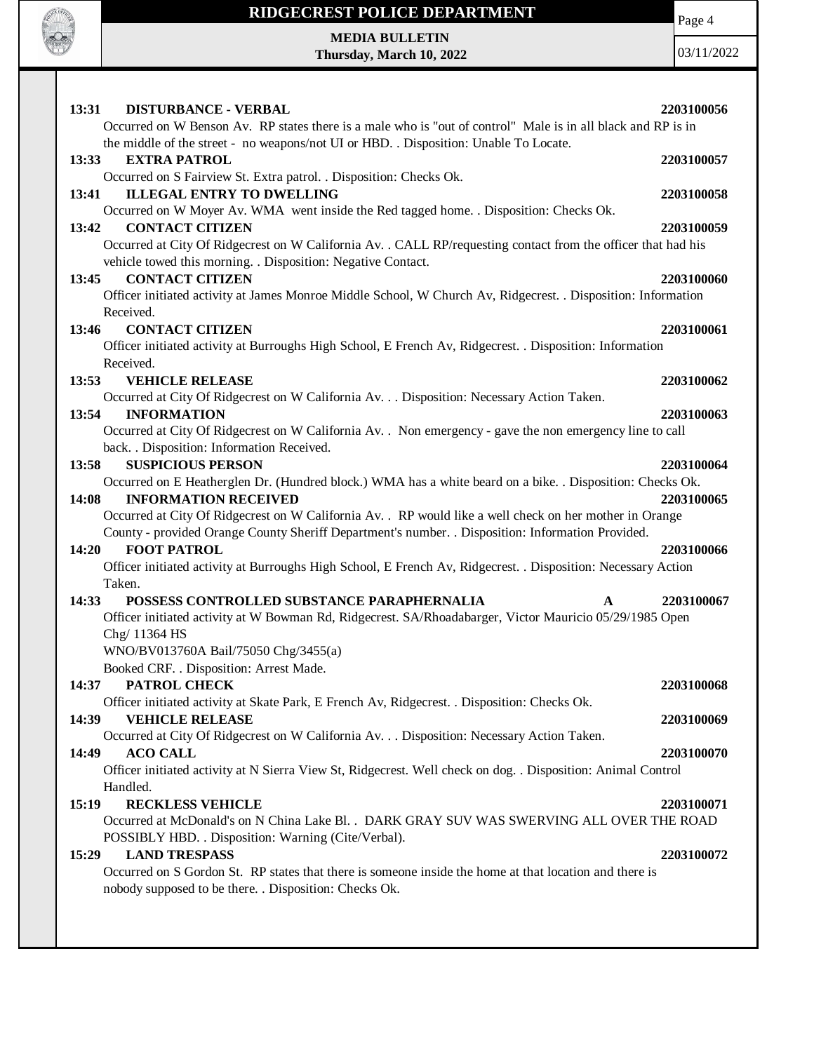**13:31 DISTURBANCE - VERBAL** 2203100056

Occurred on W Benson Av. RP states there is a male who is "out of control" Male is in all black and RP is in the middle of the street - no weapons/not UI or HBD. . Disposition: Unable To Locate.

**13:33 EXTRA PATROL** 2203100057

Occurred on S Fairview St. Extra patrol. . Disposition: Checks Ok.

**13:41 ILLEGAL ENTRY TO DWELLING** 2203100058

Occurred on W Moyer Av. WMA went inside the Red tagged home. . Disposition: Checks Ok.

**13:42 CONTACT CITIZEN** 2203100059

Occurred at City Of Ridgecrest on W California Av. . CALL RP/requesting contact from the officer that had his vehicle towed this morning. . Disposition: Negative Contact.

**13:45 CONTACT CITIZEN** 2203100060

Officer initiated activity at James Monroe Middle School, W Church Av, Ridgecrest. . Disposition: Information Received.

**13:46 CONTACT CITIZEN** 2203100061

Officer initiated activity at Burroughs High School, E French Av, Ridgecrest. . Disposition: Information Received.

**13:53 VEHICLE RELEASE** 2203100062

Occurred at City Of Ridgecrest on W California Av. . . Disposition: Necessary Action Taken.

**13:54 INFORMATION** 2203100063

Occurred at City Of Ridgecrest on W California Av. . Non emergency - gave the non emergency line to call back. . Disposition: Information Received.

**13:58 SUSPICIOUS PERSON** 2203100064

Occurred on E Heatherglen Dr. (Hundred block.) WMA has a white beard on a bike. . Disposition: Checks Ok.

**14:08 INFORMATION RECEIVED** 2203100065

Occurred at City Of Ridgecrest on W California Av. . RP would like a well check on her mother in Orange County - provided Orange County Sheriff Department's number. . Disposition: Information Provided.

**14:20 FOOT PATROL** 2203100066

Officer initiated activity at Burroughs High School, E French Av, Ridgecrest. . Disposition: Necessary Action Taken.

**14:33 POSSESS CONTROLLED SUBSTANCE PARAPHERNALIA** **A** 2203100067

Officer initiated activity at W Bowman Rd, Ridgecrest. SA/Rhoadabarger, Victor Mauricio 05/29/1985 Open Chg/ 11364 HS
WNO/BV013760A Bail/75050 Chg/3455(a)
Booked CRF. . Disposition: Arrest Made.

**14:37 PATROL CHECK** 2203100068

Officer initiated activity at Skate Park, E French Av, Ridgecrest. . Disposition: Checks Ok.

**14:39 VEHICLE RELEASE** 2203100069

Occurred at City Of Ridgecrest on W California Av. . . Disposition: Necessary Action Taken.

**14:49 ACO CALL** 2203100070

Officer initiated activity at N Sierra View St, Ridgecrest. Well check on dog. . Disposition: Animal Control Handled.

**15:19 RECKLESS VEHICLE** 2203100071

Occurred at McDonald's on N China Lake Bl. . DARK GRAY SUV WAS SWERVING ALL OVER THE ROAD POSSIBLY HBD. . Disposition: Warning (Cite/Verbal).

**15:29 LAND TRESPASS** 2203100072

Occurred on S Gordon St. RP states that there is someone inside the home at that location and there is nobody supposed to be there. . Disposition: Checks Ok.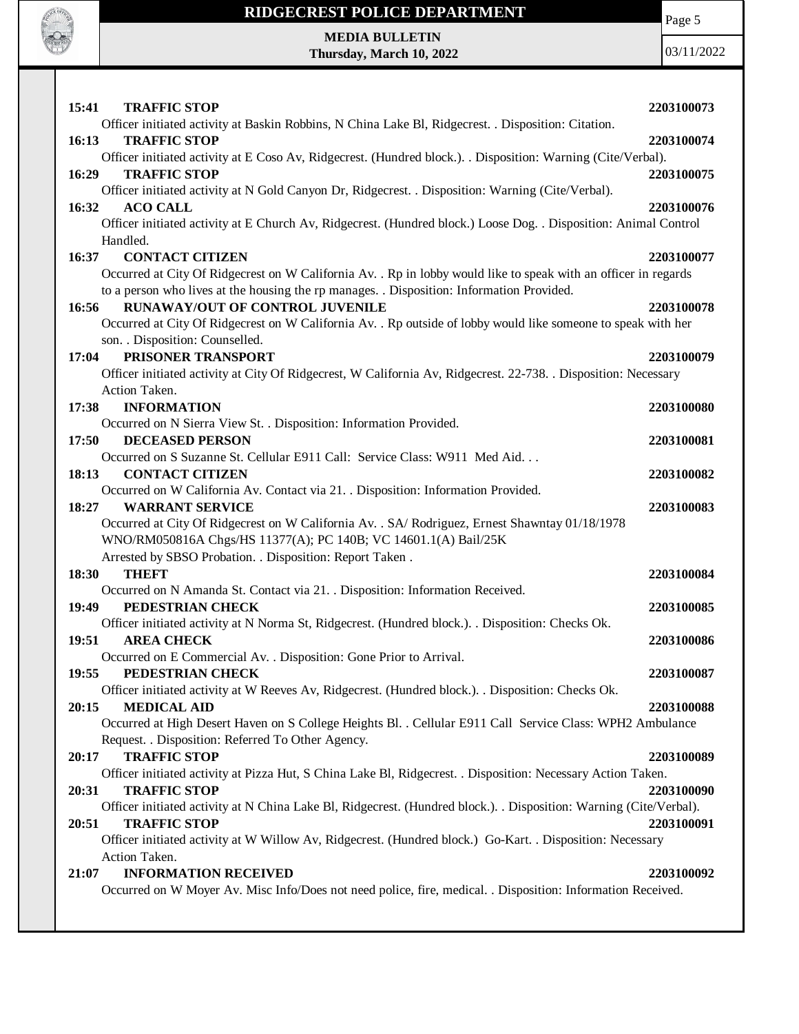**15:41 TRAFFIC STOP** **2203100073**

Officer initiated activity at Baskin Robbins, N China Lake Bl, Ridgecrest. . Disposition: Citation.

**16:13 TRAFFIC STOP** **2203100074**

Officer initiated activity at E Coso Av, Ridgecrest. (Hundred block.). . Disposition: Warning (Cite/Verbal).

**16:29 TRAFFIC STOP** **2203100075**

Officer initiated activity at N Gold Canyon Dr, Ridgecrest. . Disposition: Warning (Cite/Verbal).

**16:32 ACO CALL** **2203100076**

Officer initiated activity at E Church Av, Ridgecrest. (Hundred block.) Loose Dog. . Disposition: Animal Control Handled.

**16:37 CONTACT CITIZEN** **2203100077**

Occurred at City Of Ridgecrest on W California Av. . Rp in lobby would like to speak with an officer in regards to a person who lives at the housing the rp manages. . Disposition: Information Provided.

**16:56 RUNAWAY/OUT OF CONTROL JUVENILE** **2203100078**

Occurred at City Of Ridgecrest on W California Av. . Rp outside of lobby would like someone to speak with her son. . Disposition: Counselled.

**17:04 PRISONER TRANSPORT** **2203100079**

Officer initiated activity at City Of Ridgecrest, W California Av, Ridgecrest. 22-738. . Disposition: Necessary Action Taken.

**17:38 INFORMATION** **2203100080**

Occurred on N Sierra View St. . Disposition: Information Provided.

**17:50 DECEASED PERSON** **2203100081**

Occurred on S Suzanne St. Cellular E911 Call: Service Class: W911 Med Aid. . .

**18:13 CONTACT CITIZEN** **2203100082**

Occurred on W California Av. Contact via 21. . Disposition: Information Provided.

**18:27 WARRANT SERVICE** **2203100083**

Occurred at City Of Ridgecrest on W California Av. . SA/ Rodriguez, Ernest Shawntay 01/18/1978
WNO/RM050816A Chgs/HS 11377(A); PC 140B; VC 14601.1(A) Bail/25K
Arrested by SBSO Probation. . Disposition: Report Taken .

**18:30 THEFT** **2203100084**

Occurred on N Amanda St. Contact via 21. . Disposition: Information Received.

**19:49 PEDESTRIAN CHECK** **2203100085**

Officer initiated activity at N Norma St, Ridgecrest. (Hundred block.). . Disposition: Checks Ok.

**19:51 AREA CHECK** **2203100086**

Occurred on E Commercial Av. . Disposition: Gone Prior to Arrival.

**19:55 PEDESTRIAN CHECK** **2203100087**

Officer initiated activity at W Reeves Av, Ridgecrest. (Hundred block.). . Disposition: Checks Ok.

**20:15 MEDICAL AID** **2203100088**

Occurred at High Desert Haven on S College Heights Bl. . Cellular E911 Call Service Class: WPH2 Ambulance Request. . Disposition: Referred To Other Agency.

**20:17 TRAFFIC STOP** **2203100089**

Officer initiated activity at Pizza Hut, S China Lake Bl, Ridgecrest. . Disposition: Necessary Action Taken.

**20:31 TRAFFIC STOP** **2203100090**

Officer initiated activity at N China Lake Bl, Ridgecrest. (Hundred block.). . Disposition: Warning (Cite/Verbal).

**20:51 TRAFFIC STOP** **2203100091**

Officer initiated activity at W Willow Av, Ridgecrest. (Hundred block.) Go-Kart. . Disposition: Necessary Action Taken.

**21:07 INFORMATION RECEIVED** **2203100092**

Occurred on W Moyer Av. Misc Info/Does not need police, fire, medical. . Disposition: Information Received.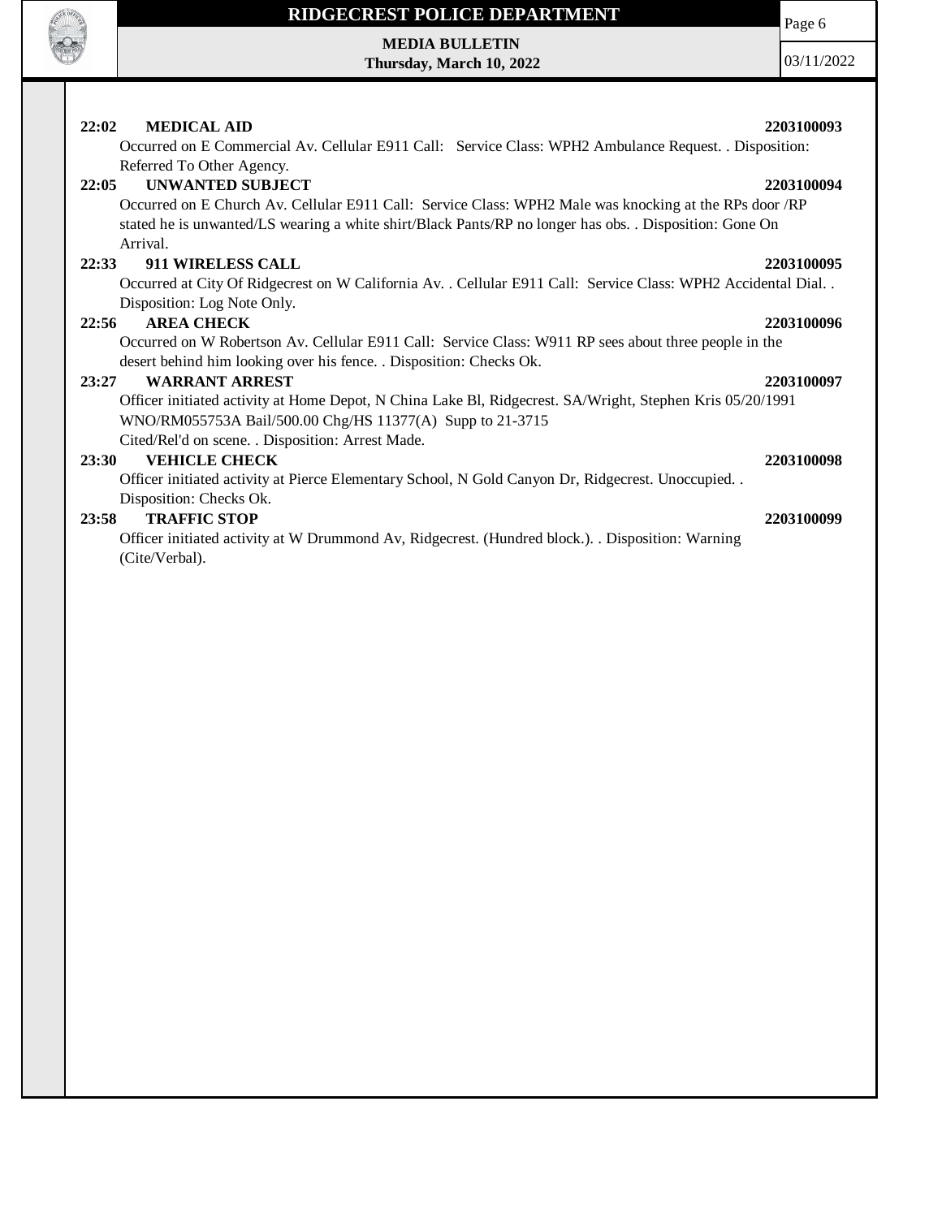**22:02 MEDICAL AID** **2203100093**

Occurred on E Commercial Av. Cellular E911 Call: Service Class: WPH2 Ambulance Request. . Disposition: Referred To Other Agency.

**22:05 UNWANTED SUBJECT** **2203100094**

Occurred on E Church Av. Cellular E911 Call: Service Class: WPH2 Male was knocking at the RPs door /RP stated he is unwanted/LS wearing a white shirt/Black Pants/RP no longer has obs. . Disposition: Gone On Arrival.

**22:33 911 WIRELESS CALL** **2203100095**

Occurred at City Of Ridgecrest on W California Av. . Cellular E911 Call: Service Class: WPH2 Accidental Dial. . Disposition: Log Note Only.

**22:56 AREA CHECK** **2203100096**

Occurred on W Robertson Av. Cellular E911 Call: Service Class: W911 RP sees about three people in the desert behind him looking over his fence. . Disposition: Checks Ok.

**23:27 WARRANT ARREST** **2203100097**

Officer initiated activity at Home Depot, N China Lake Bl, Ridgecrest. SA/Wright, Stephen Kris 05/20/1991 WNO/RM055753A Bail/500.00 Chg/HS 11377(A) Supp to 21-3715
Cited/Rel'd on scene. . Disposition: Arrest Made.

**23:30 VEHICLE CHECK** **2203100098**

Officer initiated activity at Pierce Elementary School, N Gold Canyon Dr, Ridgecrest. Unoccupied. . Disposition: Checks Ok.

**23:58 TRAFFIC STOP** **2203100099**

Officer initiated activity at W Drummond Av, Ridgecrest. (Hundred block.). . Disposition: Warning (Cite/Verbal).